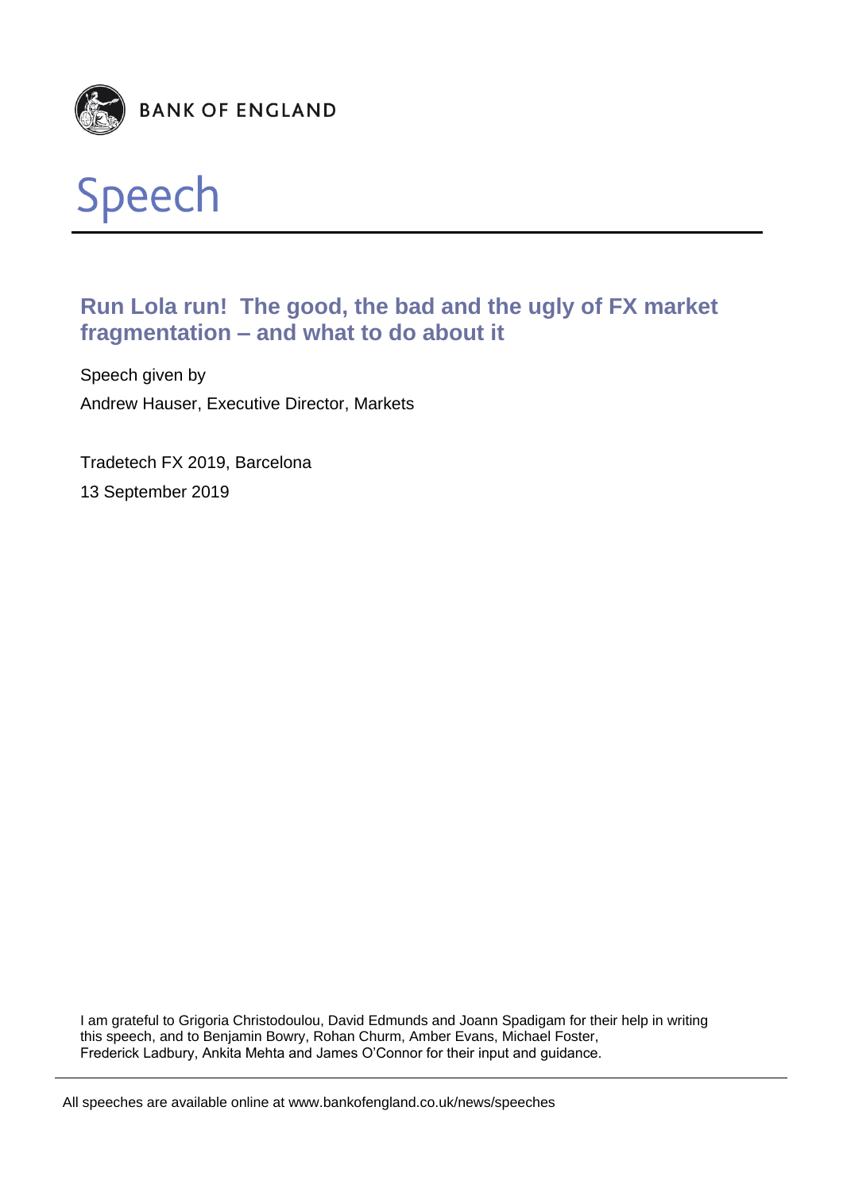BANK OF ENGLAND

# Speech

## Run Lola run! The good, the bad and the ugly of FX market fragmentation – and what to do about it

Speech given by

Andrew Hauser, Executive Director, Markets

Tradetech FX 2019, Barcelona

13 September 2019

I am grateful to Grigoria Christodoulou, David Edmunds and Joann Spadigam for their help in writing this speech, and to Benjamin Bowry, Rohan Churm, Amber Evans, Michael Foster, Frederick Ladbury, Ankita Mehta and James O'Connor for their input and guidance.

All speeches are available online at www.bankofengland.co.uk/news/speeches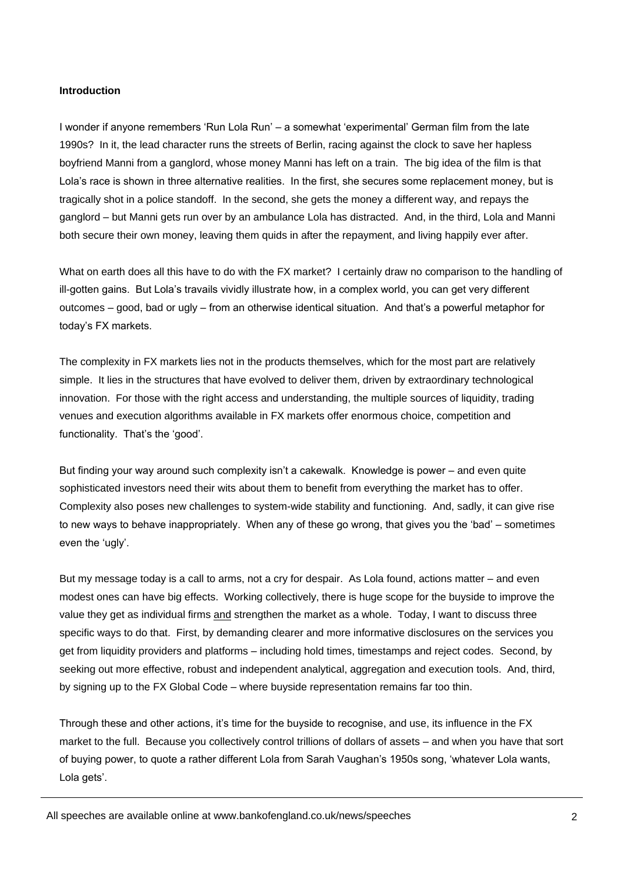**Introduction**

I wonder if anyone remembers 'Run Lola Run' – a somewhat 'experimental' German film from the late 1990s? In it, the lead character runs the streets of Berlin, racing against the clock to save her hapless boyfriend Manni from a ganglord, whose money Manni has left on a train. The big idea of the film is that Lola's race is shown in three alternative realities. In the first, she secures some replacement money, but is tragically shot in a police standoff. In the second, she gets the money a different way, and repays the ganglord – but Manni gets run over by an ambulance Lola has distracted. And, in the third, Lola and Manni both secure their own money, leaving them quids in after the repayment, and living happily ever after.

What on earth does all this have to do with the FX market? I certainly draw no comparison to the handling of ill-gotten gains. But Lola's travails vividly illustrate how, in a complex world, you can get very different outcomes – good, bad or ugly – from an otherwise identical situation. And that's a powerful metaphor for today's FX markets.

The complexity in FX markets lies not in the products themselves, which for the most part are relatively simple. It lies in the structures that have evolved to deliver them, driven by extraordinary technological innovation. For those with the right access and understanding, the multiple sources of liquidity, trading venues and execution algorithms available in FX markets offer enormous choice, competition and functionality. That's the 'good'.

But finding your way around such complexity isn't a cakewalk. Knowledge is power – and even quite sophisticated investors need their wits about them to benefit from everything the market has to offer. Complexity also poses new challenges to system-wide stability and functioning. And, sadly, it can give rise to new ways to behave inappropriately. When any of these go wrong, that gives you the 'bad' – sometimes even the 'ugly'.

But my message today is a call to arms, not a cry for despair. As Lola found, actions matter – and even modest ones can have big effects. Working collectively, there is huge scope for the buyside to improve the value they get as individual firms <u>and</u> strengthen the market as a whole. Today, I want to discuss three specific ways to do that. First, by demanding clearer and more informative disclosures on the services you get from liquidity providers and platforms – including hold times, timestamps and reject codes. Second, by seeking out more effective, robust and independent analytical, aggregation and execution tools. And, third, by signing up to the FX Global Code – where buyside representation remains far too thin.

Through these and other actions, it's time for the buyside to recognise, and use, its influence in the FX market to the full. Because you collectively control trillions of dollars of assets – and when you have that sort of buying power, to quote a rather different Lola from Sarah Vaughan's 1950s song, 'whatever Lola wants, Lola gets'.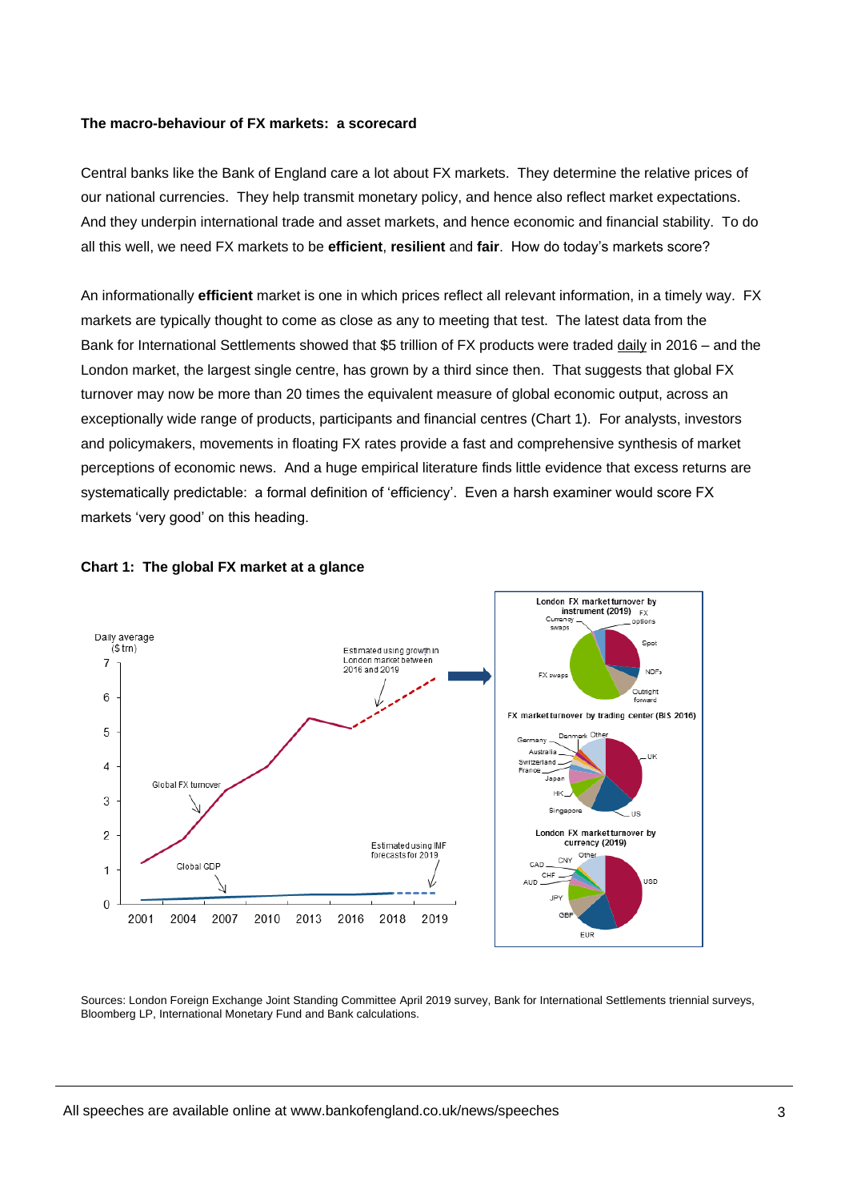**The macro-behaviour of FX markets: a scorecard**

Central banks like the Bank of England care a lot about FX markets. They determine the relative prices of our national currencies. They help transmit monetary policy, and hence also reflect market expectations. And they underpin international trade and asset markets, and hence economic and financial stability. To do all this well, we need FX markets to be **efficient**, **resilient** and **fair**. How do today's markets score?

An informationally **efficient** market is one in which prices reflect all relevant information, in a timely way. FX markets are typically thought to come as close as any to meeting that test. The latest data from the Bank for International Settlements showed that $5 trillion of FX products were traded daily in 2016 – and the London market, the largest single centre, has grown by a third since then. That suggests that global FX turnover may now be more than 20 times the equivalent measure of global economic output, across an exceptionally wide range of products, participants and financial centres (Chart 1). For analysts, investors and policymakers, movements in floating FX rates provide a fast and comprehensive synthesis of market perceptions of economic news. And a huge empirical literature finds little evidence that excess returns are systematically predictable: a formal definition of 'efficiency'. Even a harsh examiner would score FX markets 'very good' on this heading.

**Chart 1: The global FX market at a glance**

Sources: London Foreign Exchange Joint Standing Committee April 2019 survey, Bank for International Settlements triennial surveys, Bloomberg LP, International Monetary Fund and Bank calculations.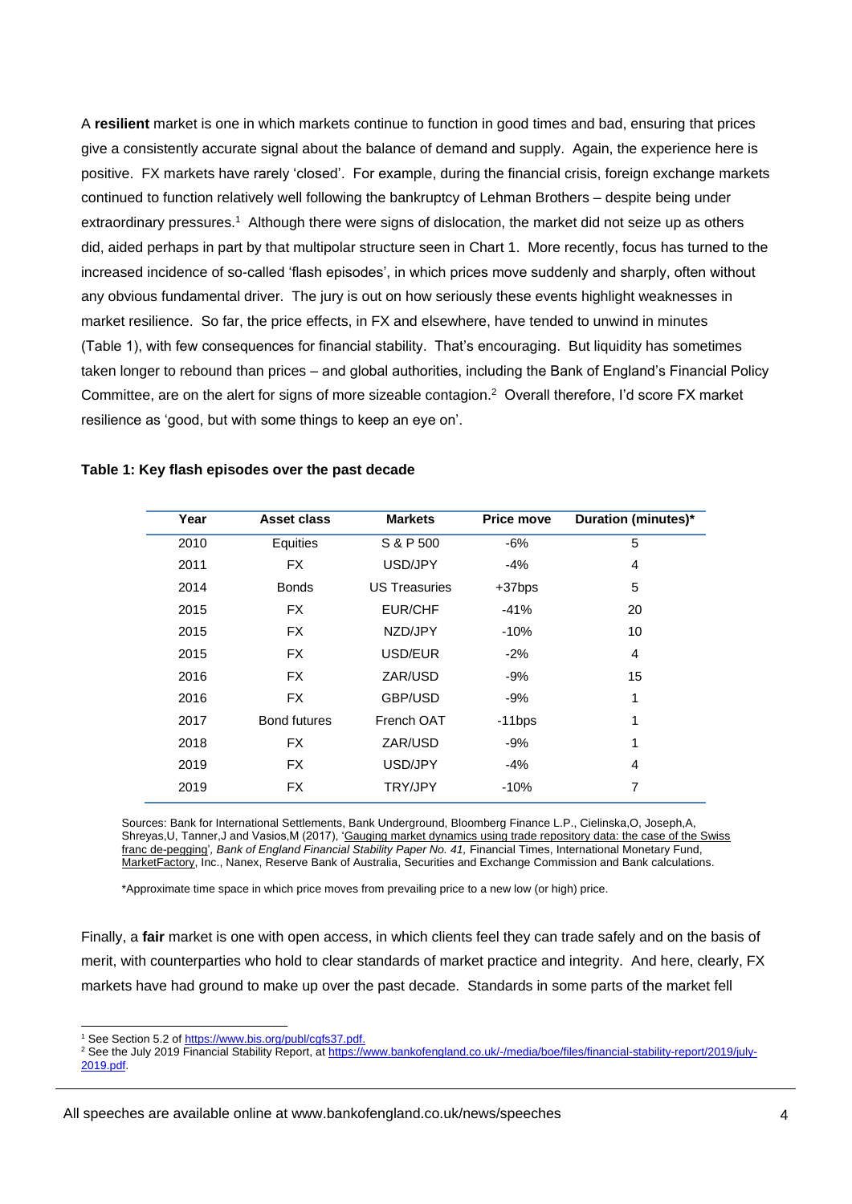A **resilient** market is one in which markets continue to function in good times and bad, ensuring that prices give a consistently accurate signal about the balance of demand and supply. Again, the experience here is positive. FX markets have rarely 'closed'. For example, during the financial crisis, foreign exchange markets continued to function relatively well following the bankruptcy of Lehman Brothers – despite being under extraordinary pressures.[1] Although there were signs of dislocation, the market did not seize up as others did, aided perhaps in part by that multipolar structure seen in Chart 1. More recently, focus has turned to the increased incidence of so-called 'flash episodes', in which prices move suddenly and sharply, often without any obvious fundamental driver. The jury is out on how seriously these events highlight weaknesses in market resilience. So far, the price effects, in FX and elsewhere, have tended to unwind in minutes (Table 1), with few consequences for financial stability. That's encouraging. But liquidity has sometimes taken longer to rebound than prices – and global authorities, including the Bank of England's Financial Policy Committee, are on the alert for signs of more sizeable contagion.[2] Overall therefore, I'd score FX market resilience as 'good, but with some things to keep an eye on'.

**Table 1: Key flash episodes over the past decade**

| Year | Asset class | Markets | Price move | Duration (minutes)* |
|---|---|---|---|---|
| 2010 | Equities | S & P 500 | -6% | 5 |
| 2011 | FX | USD/JPY | -4% | 4 |
| 2014 | Bonds | US Treasuries | +37bps | 5 |
| 2015 | FX | EUR/CHF | -41% | 20 |
| 2015 | FX | NZD/JPY | -10% | 10 |
| 2015 | FX | USD/EUR | -2% | 4 |
| 2016 | FX | ZAR/USD | -9% | 15 |
| 2016 | FX | GBP/USD | -9% | 1 |
| 2017 | Bond futures | French OAT | -11bps | 1 |
| 2018 | FX | ZAR/USD | -9% | 1 |
| 2019 | FX | USD/JPY | -4% | 4 |
| 2019 | FX | TRY/JPY | -10% | 7 |

Sources: Bank for International Settlements, Bank Underground, Bloomberg Finance L.P., Cielinska,O, Joseph,A, Shreyas,U, Tanner,J and Vasios,M (2017), 'Gauging market dynamics using trade repository data: the case of the Swiss franc de-pegging', *Bank of England Financial Stability Paper No. 41,* Financial Times, International Monetary Fund, MarketFactory, Inc., Nanex, Reserve Bank of Australia, Securities and Exchange Commission and Bank calculations.

*Approximate time space in which price moves from prevailing price to a new low (or high) price.

Finally, a **fair** market is one with open access, in which clients feel they can trade safely and on the basis of merit, with counterparties who hold to clear standards of market practice and integrity. And here, clearly, FX markets have had ground to make up over the past decade. Standards in some parts of the market fell

[1] See Section 5.2 of https://www.bis.org/publ/cgfs37.pdf.

[2] See the July 2019 Financial Stability Report, at https://www.bankofengland.co.uk/-/media/boe/files/financial-stability-report/2019/july-2019.pdf.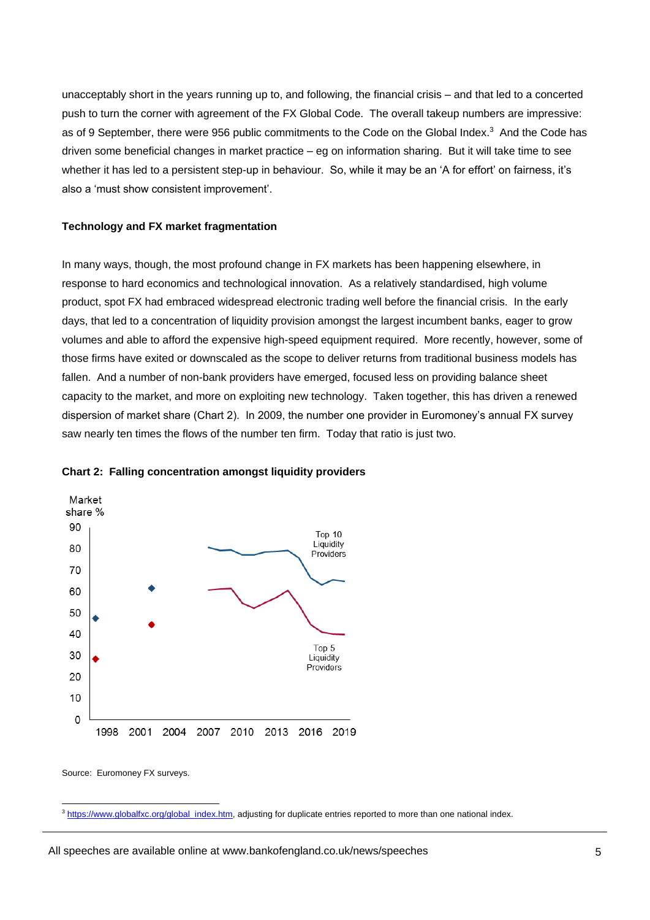unacceptably short in the years running up to, and following, the financial crisis – and that led to a concerted push to turn the corner with agreement of the FX Global Code. The overall takeup numbers are impressive: as of 9 September, there were 956 public commitments to the Code on the Global Index.[3] And the Code has driven some beneficial changes in market practice – eg on information sharing. But it will take time to see whether it has led to a persistent step-up in behaviour. So, while it may be an 'A for effort' on fairness, it's also a 'must show consistent improvement'.

**Technology and FX market fragmentation**

In many ways, though, the most profound change in FX markets has been happening elsewhere, in response to hard economics and technological innovation. As a relatively standardised, high volume product, spot FX had embraced widespread electronic trading well before the financial crisis. In the early days, that led to a concentration of liquidity provision amongst the largest incumbent banks, eager to grow volumes and able to afford the expensive high-speed equipment required. More recently, however, some of those firms have exited or downscaled as the scope to deliver returns from traditional business models has fallen. And a number of non-bank providers have emerged, focused less on providing balance sheet capacity to the market, and more on exploiting new technology. Taken together, this has driven a renewed dispersion of market share (Chart 2). In 2009, the number one provider in Euromoney's annual FX survey saw nearly ten times the flows of the number ten firm. Today that ratio is just two.

**Chart 2: Falling concentration amongst liquidity providers**

Source: Euromoney FX surveys.

[3] https://www.globalfxc.org/global_index.htm, adjusting for duplicate entries reported to more than one national index.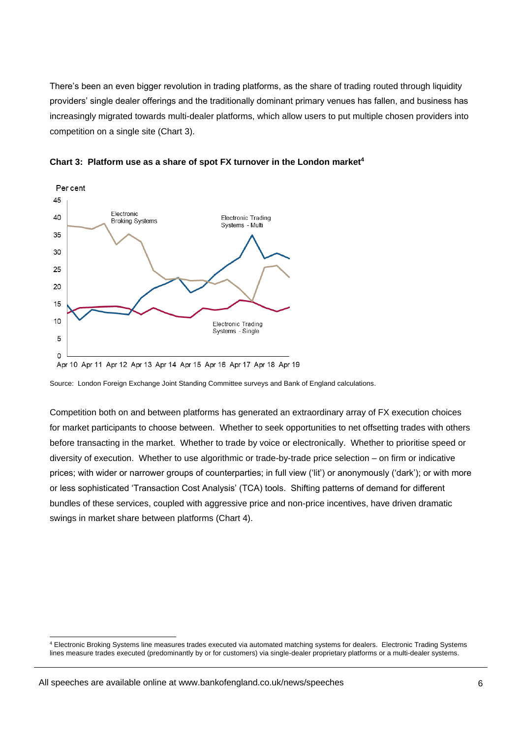There's been an even bigger revolution in trading platforms, as the share of trading routed through liquidity providers' single dealer offerings and the traditionally dominant primary venues has fallen, and business has increasingly migrated towards multi-dealer platforms, which allow users to put multiple chosen providers into competition on a single site (Chart 3).

**Chart 3: Platform use as a share of spot FX turnover in the London market[4]**

Source: London Foreign Exchange Joint Standing Committee surveys and Bank of England calculations.

Competition both on and between platforms has generated an extraordinary array of FX execution choices for market participants to choose between. Whether to seek opportunities to net offsetting trades with others before transacting in the market. Whether to trade by voice or electronically. Whether to prioritise speed or diversity of execution. Whether to use algorithmic or trade-by-trade price selection – on firm or indicative prices; with wider or narrower groups of counterparties; in full view ('lit') or anonymously ('dark'); or with more or less sophisticated 'Transaction Cost Analysis' (TCA) tools. Shifting patterns of demand for different bundles of these services, coupled with aggressive price and non-price incentives, have driven dramatic swings in market share between platforms (Chart 4).

[4] Electronic Broking Systems line measures trades executed via automated matching systems for dealers. Electronic Trading Systems lines measure trades executed (predominantly by or for customers) via single-dealer proprietary platforms or a multi-dealer systems.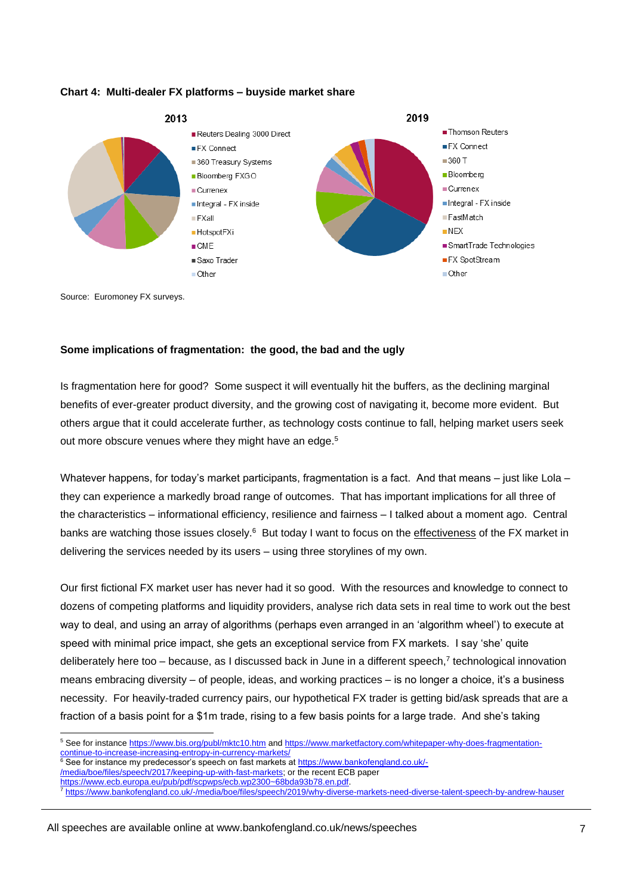**Chart 4: Multi-dealer FX platforms – buyside market share**

2013

- Reuters Dealing 3000 Direct
- FX Connect
- 360 Treasury Systems
- Bloomberg FXGO
- Currenex
- Integral - FX inside
- FXall
- HotspotFXi
- CME
- Saxo Trader
- Other

2019

- Thomson Reuters
- FX Connect
- 360 T
- Bloomberg
- Currenex
- Integral - FX inside
- FastMatch
- NEX
- SmartTrade Technologies
- FX SpotStream
- Other

Source: Euromoney FX surveys.

**Some implications of fragmentation: the good, the bad and the ugly**

Is fragmentation here for good? Some suspect it will eventually hit the buffers, as the declining marginal benefits of ever-greater product diversity, and the growing cost of navigating it, become more evident. But others argue that it could accelerate further, as technology costs continue to fall, helping market users seek out more obscure venues where they might have an edge.[5]

Whatever happens, for today's market participants, fragmentation is a fact. And that means – just like Lola – they can experience a markedly broad range of outcomes. That has important implications for all three of the characteristics – informational efficiency, resilience and fairness – I talked about a moment ago. Central banks are watching those issues closely.[6] But today I want to focus on the effectiveness of the FX market in delivering the services needed by its users – using three storylines of my own.

Our first fictional FX market user has never had it so good. With the resources and knowledge to connect to dozens of competing platforms and liquidity providers, analyse rich data sets in real time to work out the best way to deal, and using an array of algorithms (perhaps even arranged in an 'algorithm wheel') to execute at speed with minimal price impact, she gets an exceptional service from FX markets. I say 'she' quite deliberately here too – because, as I discussed back in June in a different speech,[7] technological innovation means embracing diversity – of people, ideas, and working practices – is no longer a choice, it's a business necessity. For heavily-traded currency pairs, our hypothetical FX trader is getting bid/ask spreads that are a fraction of a basis point for a $1m trade, rising to a few basis points for a large trade. And she's taking

---

[5] See for instance https://www.bis.org/publ/mktc10.htm and https://www.marketfactory.com/whitepaper-why-does-fragmentation-continue-to-increase-increasing-entropy-in-currency-markets/

[6] See for instance my predecessor's speech on fast markets at https://www.bankofengland.co.uk/-/media/boe/files/speech/2017/keeping-up-with-fast-markets; or the recent ECB paper https://www.ecb.europa.eu/pub/pdf/scpwps/ecb.wp2300~68bda93b78.en.pdf.

[7] https://www.bankofengland.co.uk/-/media/boe/files/speech/2019/why-diverse-markets-need-diverse-talent-speech-by-andrew-hauser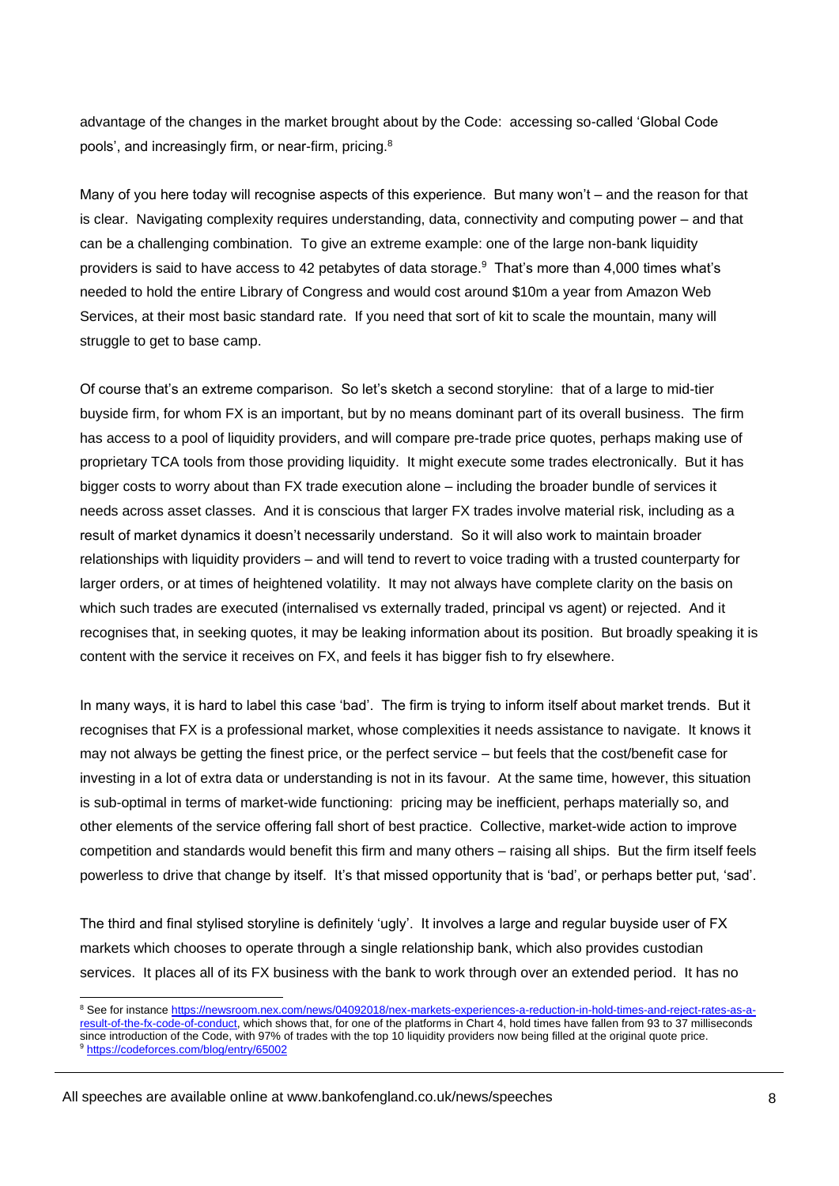advantage of the changes in the market brought about by the Code: accessing so-called 'Global Code pools', and increasingly firm, or near-firm, pricing.[8]

Many of you here today will recognise aspects of this experience. But many won't – and the reason for that is clear. Navigating complexity requires understanding, data, connectivity and computing power – and that can be a challenging combination. To give an extreme example: one of the large non-bank liquidity providers is said to have access to 42 petabytes of data storage.[9] That's more than 4,000 times what's needed to hold the entire Library of Congress and would cost around $10m a year from Amazon Web Services, at their most basic standard rate. If you need that sort of kit to scale the mountain, many will struggle to get to base camp.

Of course that's an extreme comparison. So let's sketch a second storyline: that of a large to mid-tier buyside firm, for whom FX is an important, but by no means dominant part of its overall business. The firm has access to a pool of liquidity providers, and will compare pre-trade price quotes, perhaps making use of proprietary TCA tools from those providing liquidity. It might execute some trades electronically. But it has bigger costs to worry about than FX trade execution alone – including the broader bundle of services it needs across asset classes. And it is conscious that larger FX trades involve material risk, including as a result of market dynamics it doesn't necessarily understand. So it will also work to maintain broader relationships with liquidity providers – and will tend to revert to voice trading with a trusted counterparty for larger orders, or at times of heightened volatility. It may not always have complete clarity on the basis on which such trades are executed (internalised vs externally traded, principal vs agent) or rejected. And it recognises that, in seeking quotes, it may be leaking information about its position. But broadly speaking it is content with the service it receives on FX, and feels it has bigger fish to fry elsewhere.

In many ways, it is hard to label this case 'bad'. The firm is trying to inform itself about market trends. But it recognises that FX is a professional market, whose complexities it needs assistance to navigate. It knows it may not always be getting the finest price, or the perfect service – but feels that the cost/benefit case for investing in a lot of extra data or understanding is not in its favour. At the same time, however, this situation is sub-optimal in terms of market-wide functioning: pricing may be inefficient, perhaps materially so, and other elements of the service offering fall short of best practice. Collective, market-wide action to improve competition and standards would benefit this firm and many others – raising all ships. But the firm itself feels powerless to drive that change by itself. It's that missed opportunity that is 'bad', or perhaps better put, 'sad'.

The third and final stylised storyline is definitely 'ugly'. It involves a large and regular buyside user of FX markets which chooses to operate through a single relationship bank, which also provides custodian services. It places all of its FX business with the bank to work through over an extended period. It has no

---

[8] See for instance https://newsroom.nex.com/news/04092018/nex-markets-experiences-a-reduction-in-hold-times-and-reject-rates-as-a-result-of-the-fx-code-of-conduct, which shows that, for one of the platforms in Chart 4, hold times have fallen from 93 to 37 milliseconds since introduction of the Code, with 97% of trades with the top 10 liquidity providers now being filled at the original quote price.

[9] https://codeforces.com/blog/entry/65002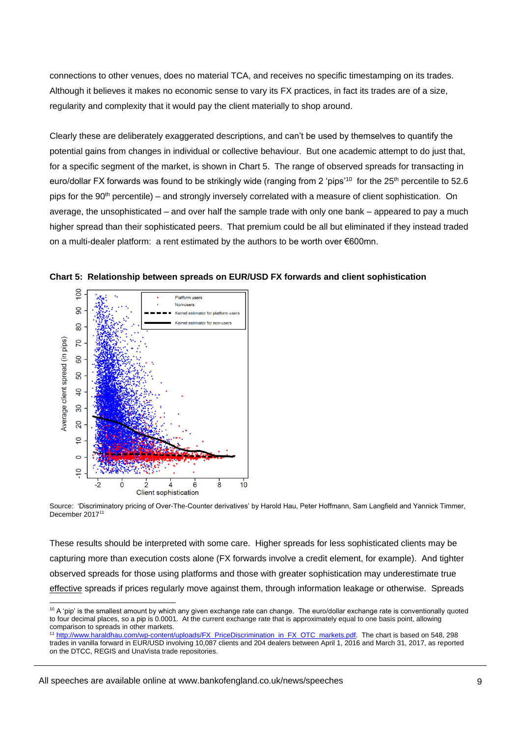connections to other venues, does no material TCA, and receives no specific timestamping on its trades. Although it believes it makes no economic sense to vary its FX practices, in fact its trades are of a size, regularity and complexity that it would pay the client materially to shop around.

Clearly these are deliberately exaggerated descriptions, and can't be used by themselves to quantify the potential gains from changes in individual or collective behaviour. But one academic attempt to do just that, for a specific segment of the market, is shown in Chart 5. The range of observed spreads for transacting in euro/dollar FX forwards was found to be strikingly wide (ranging from 2 'pips'[10] for the 25th percentile to 52.6 pips for the 90th percentile) – and strongly inversely correlated with a measure of client sophistication. On average, the unsophisticated – and over half the sample trade with only one bank – appeared to pay a much higher spread than their sophisticated peers. That premium could be all but eliminated if they instead traded on a multi-dealer platform: a rent estimated by the authors to be worth over €600mn.

**Chart 5: Relationship between spreads on EUR/USD FX forwards and client sophistication**

Source: 'Discriminatory pricing of Over-The-Counter derivatives' by Harold Hau, Peter Hoffmann, Sam Langfield and Yannick Timmer, December 2017[11]

These results should be interpreted with some care. Higher spreads for less sophisticated clients may be capturing more than execution costs alone (FX forwards involve a credit element, for example). And tighter observed spreads for those using platforms and those with greater sophistication may underestimate true effective spreads if prices regularly move against them, through information leakage or otherwise. Spreads

[10] A 'pip' is the smallest amount by which any given exchange rate can change. The euro/dollar exchange rate is conventionally quoted to four decimal places, so a pip is 0.0001. At the current exchange rate that is approximately equal to one basis point, allowing comparison to spreads in other markets.

[11] http://www.haraldhau.com/wp-content/uploads/FX_PriceDiscrimination_in_FX_OTC_markets.pdf. The chart is based on 548, 298 trades in vanilla forward in EUR/USD involving 10,087 clients and 204 dealers between April 1, 2016 and March 31, 2017, as reported on the DTCC, REGIS and UnaVista trade repositories.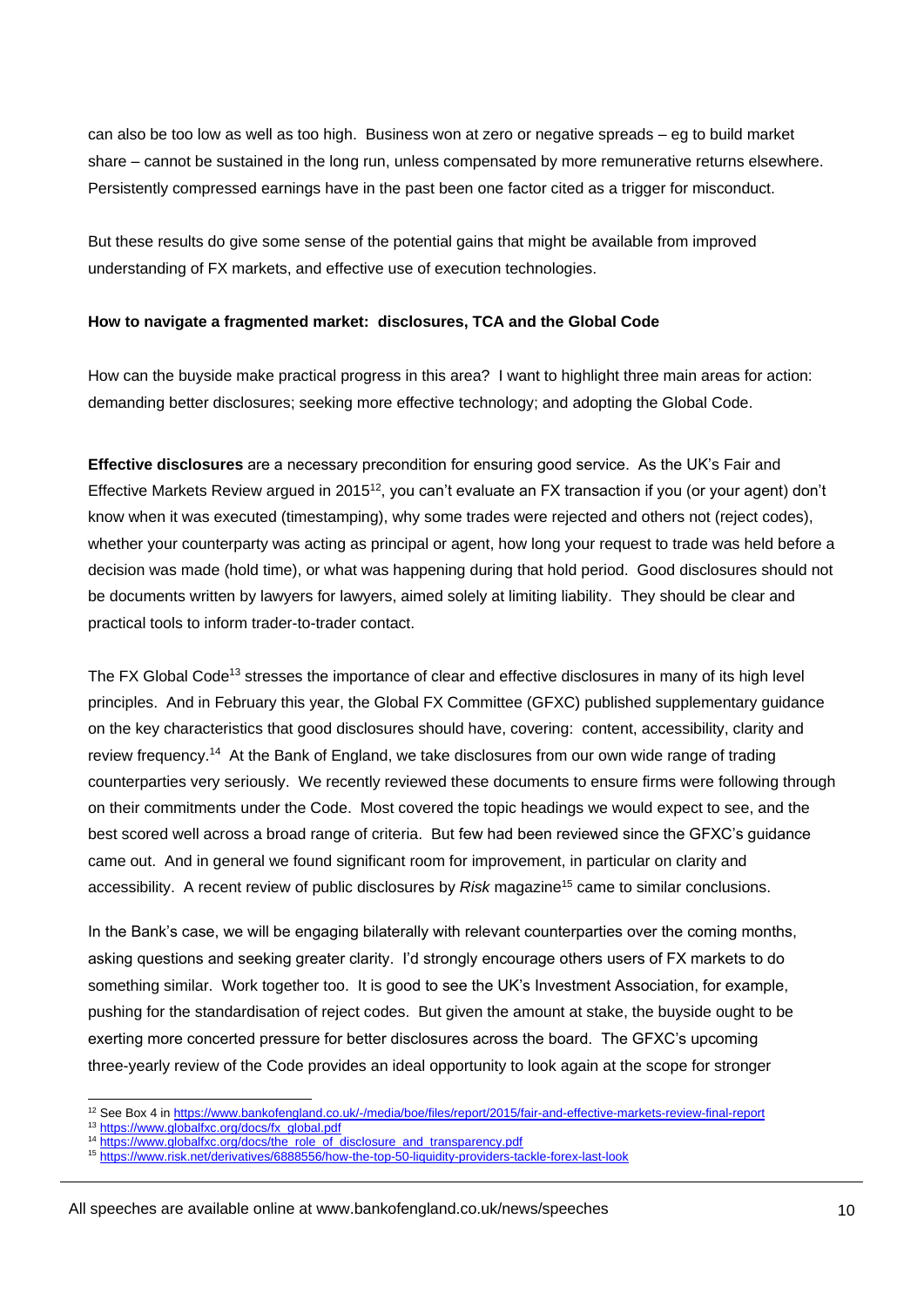can also be too low as well as too high. Business won at zero or negative spreads – eg to build market share – cannot be sustained in the long run, unless compensated by more remunerative returns elsewhere. Persistently compressed earnings have in the past been one factor cited as a trigger for misconduct.

But these results do give some sense of the potential gains that might be available from improved understanding of FX markets, and effective use of execution technologies.

**How to navigate a fragmented market: disclosures, TCA and the Global Code**

How can the buyside make practical progress in this area? I want to highlight three main areas for action: demanding better disclosures; seeking more effective technology; and adopting the Global Code.

**Effective disclosures** are a necessary precondition for ensuring good service. As the UK's Fair and Effective Markets Review argued in 2015[12], you can't evaluate an FX transaction if you (or your agent) don't know when it was executed (timestamping), why some trades were rejected and others not (reject codes), whether your counterparty was acting as principal or agent, how long your request to trade was held before a decision was made (hold time), or what was happening during that hold period. Good disclosures should not be documents written by lawyers for lawyers, aimed solely at limiting liability. They should be clear and practical tools to inform trader-to-trader contact.

The FX Global Code[13] stresses the importance of clear and effective disclosures in many of its high level principles. And in February this year, the Global FX Committee (GFXC) published supplementary guidance on the key characteristics that good disclosures should have, covering: content, accessibility, clarity and review frequency.[14] At the Bank of England, we take disclosures from our own wide range of trading counterparties very seriously. We recently reviewed these documents to ensure firms were following through on their commitments under the Code. Most covered the topic headings we would expect to see, and the best scored well across a broad range of criteria. But few had been reviewed since the GFXC's guidance came out. And in general we found significant room for improvement, in particular on clarity and accessibility. A recent review of public disclosures by *Risk* magazine[15] came to similar conclusions.

In the Bank's case, we will be engaging bilaterally with relevant counterparties over the coming months, asking questions and seeking greater clarity. I'd strongly encourage others users of FX markets to do something similar. Work together too. It is good to see the UK's Investment Association, for example, pushing for the standardisation of reject codes. But given the amount at stake, the buyside ought to be exerting more concerted pressure for better disclosures across the board. The GFXC's upcoming three-yearly review of the Code provides an ideal opportunity to look again at the scope for stronger

---

[12] See Box 4 in https://www.bankofengland.co.uk/-/media/boe/files/report/2015/fair-and-effective-markets-review-final-report

[13] https://www.globalfxc.org/docs/fx_global.pdf

[14] https://www.globalfxc.org/docs/the_role_of_disclosure_and_transparency.pdf

[15] https://www.risk.net/derivatives/6888556/how-the-top-50-liquidity-providers-tackle-forex-last-look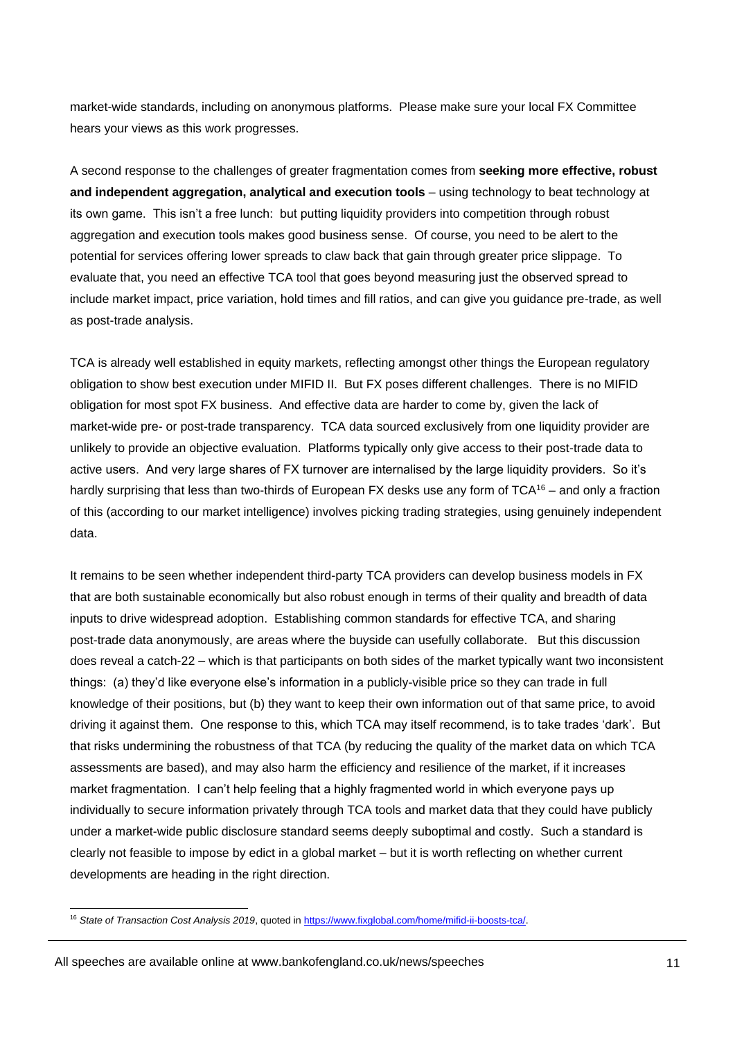market-wide standards, including on anonymous platforms. Please make sure your local FX Committee hears your views as this work progresses.

A second response to the challenges of greater fragmentation comes from **seeking more effective, robust and independent aggregation, analytical and execution tools** – using technology to beat technology at its own game. This isn't a free lunch: but putting liquidity providers into competition through robust aggregation and execution tools makes good business sense. Of course, you need to be alert to the potential for services offering lower spreads to claw back that gain through greater price slippage. To evaluate that, you need an effective TCA tool that goes beyond measuring just the observed spread to include market impact, price variation, hold times and fill ratios, and can give you guidance pre-trade, as well as post-trade analysis.

TCA is already well established in equity markets, reflecting amongst other things the European regulatory obligation to show best execution under MIFID II. But FX poses different challenges. There is no MIFID obligation for most spot FX business. And effective data are harder to come by, given the lack of market-wide pre- or post-trade transparency. TCA data sourced exclusively from one liquidity provider are unlikely to provide an objective evaluation. Platforms typically only give access to their post-trade data to active users. And very large shares of FX turnover are internalised by the large liquidity providers. So it's hardly surprising that less than two-thirds of European FX desks use any form of TCA[16] – and only a fraction of this (according to our market intelligence) involves picking trading strategies, using genuinely independent data.

It remains to be seen whether independent third-party TCA providers can develop business models in FX that are both sustainable economically but also robust enough in terms of their quality and breadth of data inputs to drive widespread adoption. Establishing common standards for effective TCA, and sharing post-trade data anonymously, are areas where the buyside can usefully collaborate. But this discussion does reveal a catch-22 – which is that participants on both sides of the market typically want two inconsistent things: (a) they'd like everyone else's information in a publicly-visible price so they can trade in full knowledge of their positions, but (b) they want to keep their own information out of that same price, to avoid driving it against them. One response to this, which TCA may itself recommend, is to take trades 'dark'. But that risks undermining the robustness of that TCA (by reducing the quality of the market data on which TCA assessments are based), and may also harm the efficiency and resilience of the market, if it increases market fragmentation. I can't help feeling that a highly fragmented world in which everyone pays up individually to secure information privately through TCA tools and market data that they could have publicly under a market-wide public disclosure standard seems deeply suboptimal and costly. Such a standard is clearly not feasible to impose by edict in a global market – but it is worth reflecting on whether current developments are heading in the right direction.

---

[16] *State of Transaction Cost Analysis 2019*, quoted in https://www.fixglobal.com/home/mifid-ii-boosts-tca/.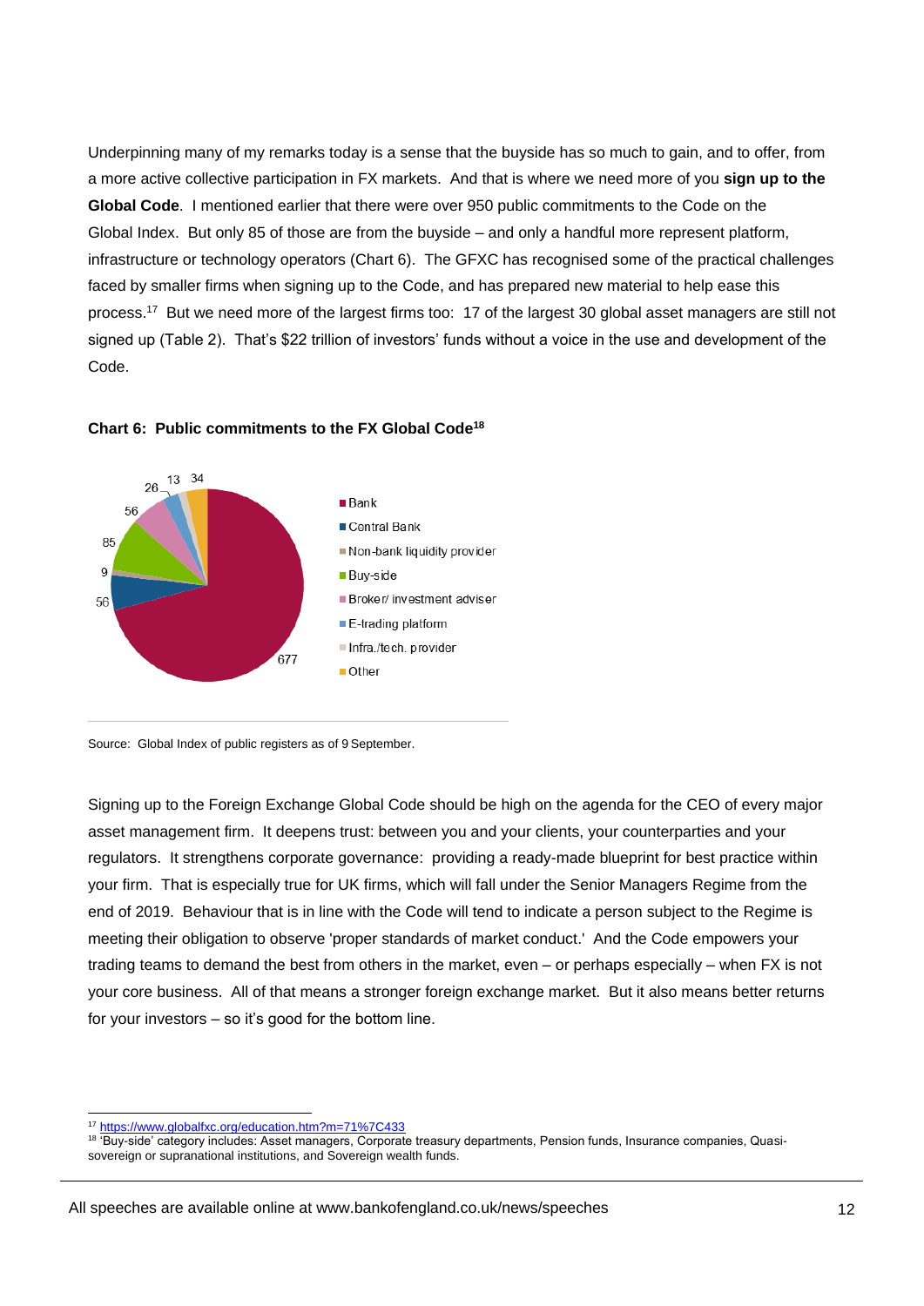Underpinning many of my remarks today is a sense that the buyside has so much to gain, and to offer, from a more active collective participation in FX markets. And that is where we need more of you **sign up to the Global Code**. I mentioned earlier that there were over 950 public commitments to the Code on the Global Index. But only 85 of those are from the buyside – and only a handful more represent platform, infrastructure or technology operators (Chart 6). The GFXC has recognised some of the practical challenges faced by smaller firms when signing up to the Code, and has prepared new material to help ease this process.[17] But we need more of the largest firms too: 17 of the largest 30 global asset managers are still not signed up (Table 2). That's $22 trillion of investors' funds without a voice in the use and development of the Code.

**Chart 6: Public commitments to the FX Global Code[18]**

| Category | Number |
| --- | --- |
| Bank | 677 |
| Central Bank | 56 |
| Non-bank liquidity provider | 9 |
| Buy-side | 85 |
| Broker/ investment adviser | 56 |
| E-trading platform | 26 |
| Infra./tech. provider | 13 |
| Other | 34 |

Source: Global Index of public registers as of 9 September.

Signing up to the Foreign Exchange Global Code should be high on the agenda for the CEO of every major asset management firm. It deepens trust: between you and your clients, your counterparties and your regulators. It strengthens corporate governance: providing a ready-made blueprint for best practice within your firm. That is especially true for UK firms, which will fall under the Senior Managers Regime from the end of 2019. Behaviour that is in line with the Code will tend to indicate a person subject to the Regime is meeting their obligation to observe 'proper standards of market conduct.' And the Code empowers your trading teams to demand the best from others in the market, even – or perhaps especially – when FX is not your core business. All of that means a stronger foreign exchange market. But it also means better returns for your investors – so it's good for the bottom line.

---

[17] https://www.globalfxc.org/education.htm?m=71%7C433

[18] 'Buy-side' category includes: Asset managers, Corporate treasury departments, Pension funds, Insurance companies, Quasi-sovereign or supranational institutions, and Sovereign wealth funds.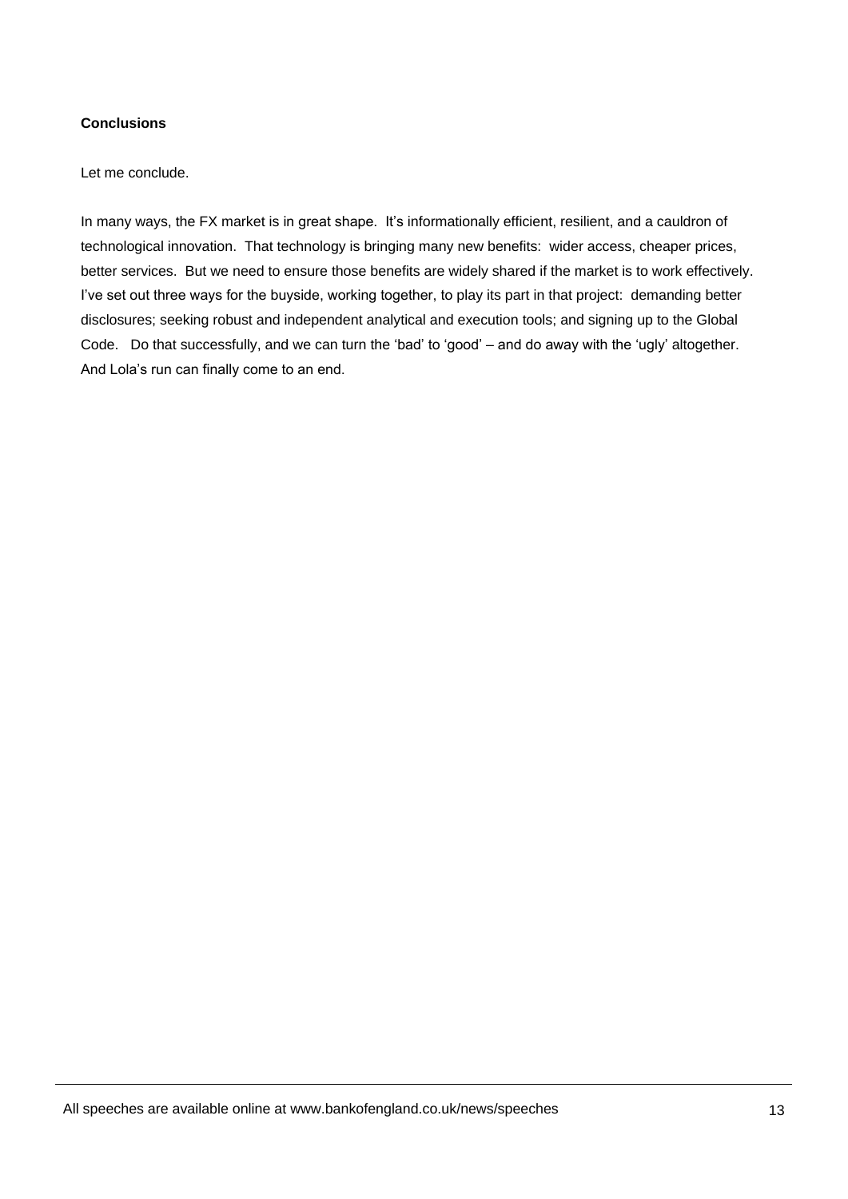**Conclusions**

Let me conclude.

In many ways, the FX market is in great shape. It's informationally efficient, resilient, and a cauldron of technological innovation. That technology is bringing many new benefits: wider access, cheaper prices, better services. But we need to ensure those benefits are widely shared if the market is to work effectively. I've set out three ways for the buyside, working together, to play its part in that project: demanding better disclosures; seeking robust and independent analytical and execution tools; and signing up to the Global Code. Do that successfully, and we can turn the 'bad' to 'good' – and do away with the 'ugly' altogether. And Lola's run can finally come to an end.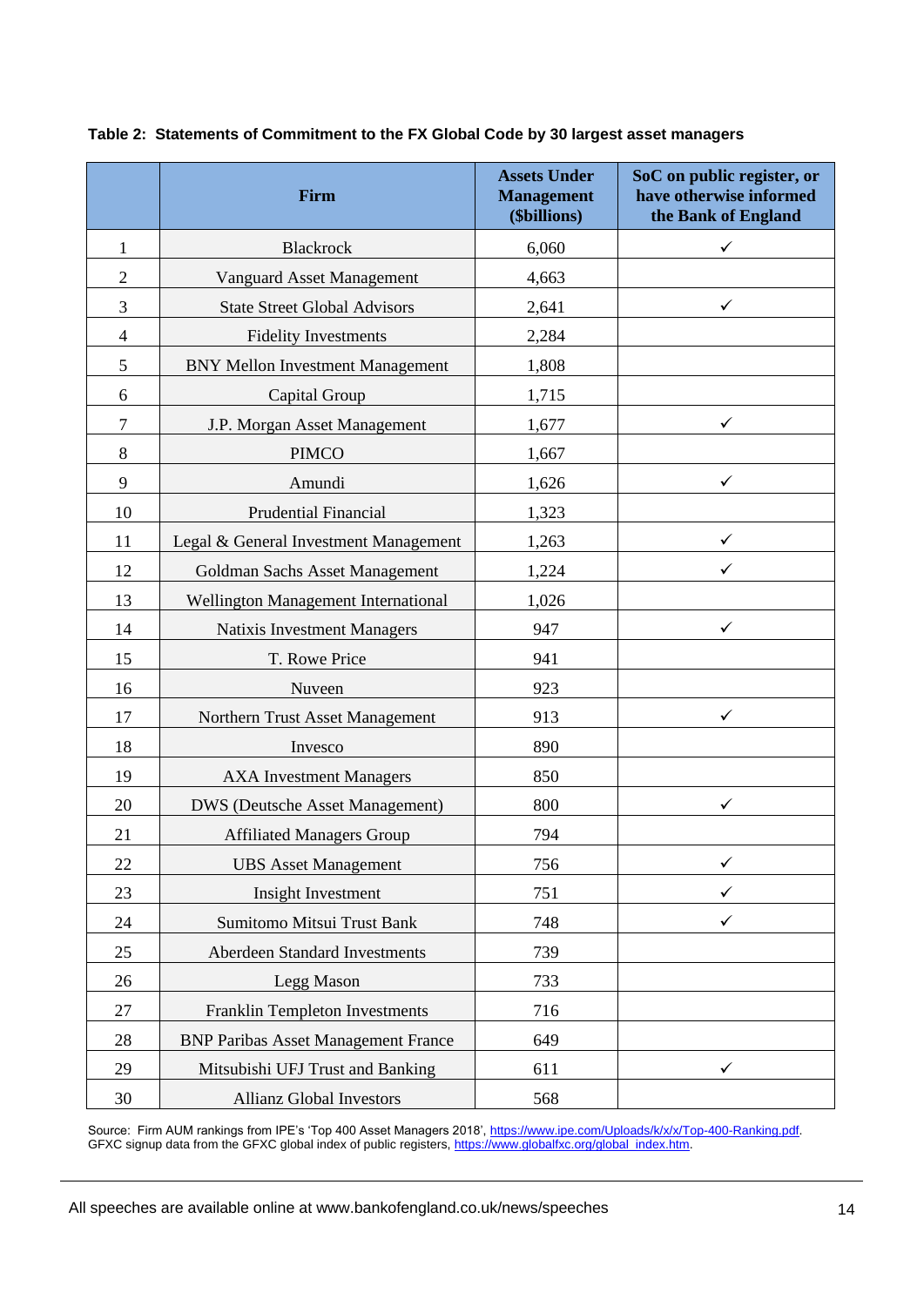**Table 2: Statements of Commitment to the FX Global Code by 30 largest asset managers**

| | Firm | Assets Under Management ($billions) | SoC on public register, or have otherwise informed the Bank of England |
|---|---|---|---|
| 1 | Blackrock | 6,060 | ✓ |
| 2 | Vanguard Asset Management | 4,663 | |
| 3 | State Street Global Advisors | 2,641 | ✓ |
| 4 | Fidelity Investments | 2,284 | |
| 5 | BNY Mellon Investment Management | 1,808 | |
| 6 | Capital Group | 1,715 | |
| 7 | J.P. Morgan Asset Management | 1,677 | ✓ |
| 8 | PIMCO | 1,667 | |
| 9 | Amundi | 1,626 | ✓ |
| 10 | Prudential Financial | 1,323 | |
| 11 | Legal & General Investment Management | 1,263 | ✓ |
| 12 | Goldman Sachs Asset Management | 1,224 | ✓ |
| 13 | Wellington Management International | 1,026 | |
| 14 | Natixis Investment Managers | 947 | ✓ |
| 15 | T. Rowe Price | 941 | |
| 16 | Nuveen | 923 | |
| 17 | Northern Trust Asset Management | 913 | ✓ |
| 18 | Invesco | 890 | |
| 19 | AXA Investment Managers | 850 | |
| 20 | DWS (Deutsche Asset Management) | 800 | ✓ |
| 21 | Affiliated Managers Group | 794 | |
| 22 | UBS Asset Management | 756 | ✓ |
| 23 | Insight Investment | 751 | ✓ |
| 24 | Sumitomo Mitsui Trust Bank | 748 | ✓ |
| 25 | Aberdeen Standard Investments | 739 | |
| 26 | Legg Mason | 733 | |
| 27 | Franklin Templeton Investments | 716 | |
| 28 | BNP Paribas Asset Management France | 649 | |
| 29 | Mitsubishi UFJ Trust and Banking | 611 | ✓ |
| 30 | Allianz Global Investors | 568 | |

Source: Firm AUM rankings from IPE's 'Top 400 Asset Managers 2018', https://www.ipe.com/Uploads/k/x/x/Top-400-Ranking.pdf. GFXC signup data from the GFXC global index of public registers, https://www.globalfxc.org/global_index.htm.

All speeches are available online at www.bankofengland.co.uk/news/speeches